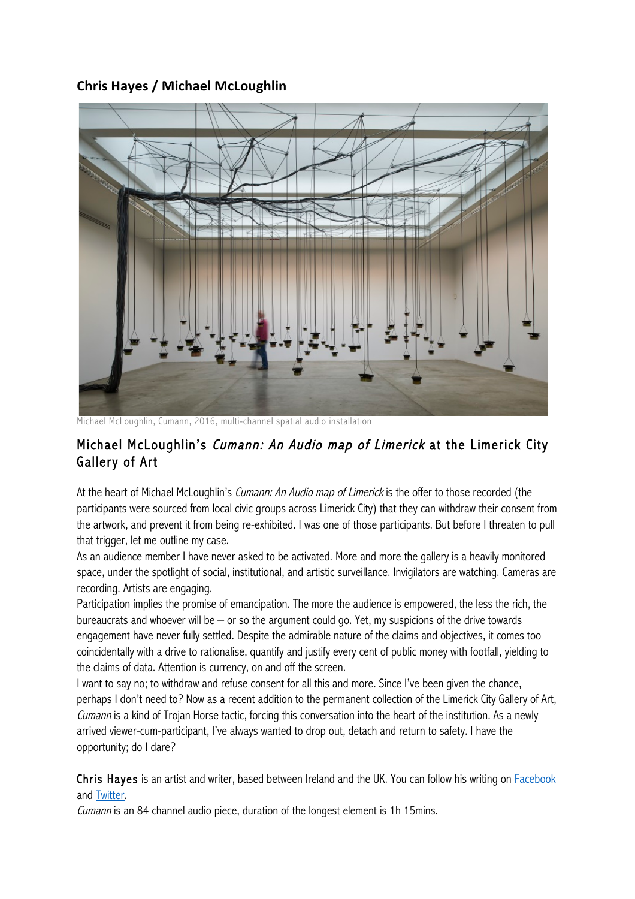## Chris Hayes / Michael McLoughlin

Michael McLoughlin, Cumann, 2016, multi-channel spatial audio installation

### Michael McLoughlin's *Cumann: An Audio map of Limerick* at the Limerick City Gallery of Art

At the heart of Michael McLoughlin's *Cumann: An Audio map of Limerick* is the offer to those recorded (the participants were sourced from local civic groups across Limerick City) that they can withdraw their consent from the artwork, and prevent it from being re-exhibited. I was one of those participants. But before I threaten to pull that trigger, let me outline my case.

As an audience member I have never asked to be activated. More and more the gallery is a heavily monitored space, under the spotlight of social, institutional, and artistic surveillance. Invigilators are watching. Cameras are recording. Artists are engaging.

Participation implies the promise of emancipation. The more the audience is empowered, the less the rich, the bureaucrats and whoever will be – or so the argument could go. Yet, my suspicions of the drive towards engagement have never fully settled. Despite the admirable nature of the claims and objectives, it comes too coincidentally with a drive to rationalise, quantify and justify every cent of public money with footfall, yielding to the claims of data. Attention is currency, on and off the screen.

I want to say no; to withdraw and refuse consent for all this and more. Since I've been given the chance, perhaps I don't need to? Now as a recent addition to the permanent collection of the Limerick City Gallery of Art, *Cumann* is a kind of Trojan Horse tactic, forcing this conversation into the heart of the institution. As a newly arrived viewer-cum-participant, I've always wanted to drop out, detach and return to safety. I have the opportunity; do I dare?

Chris Hayes is an artist and writer, based between Ireland and the UK. You can follow his writing on [Facebook] and [Twitter].

*Cumann* is an 84 channel audio piece, duration of the longest element is 1h 15mins.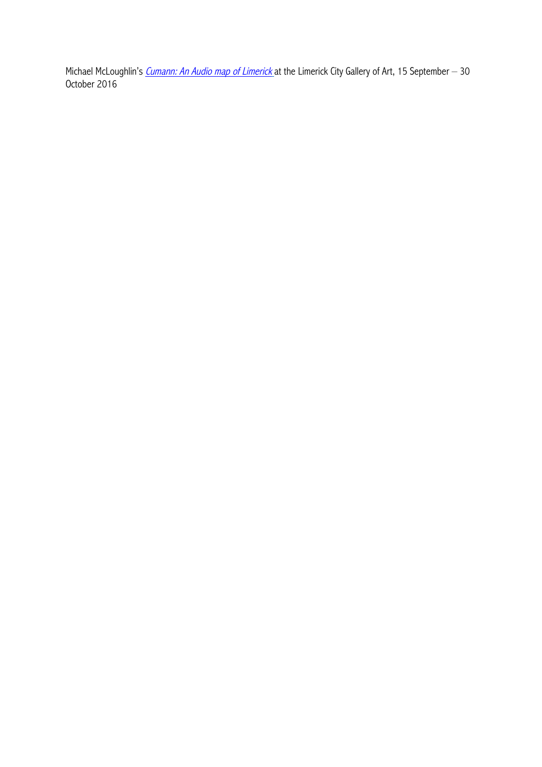Michael McLoughlin's *Cumann: An Audio map of Limerick* at the Limerick City Gallery of Art, 15 September – 30 October 2016